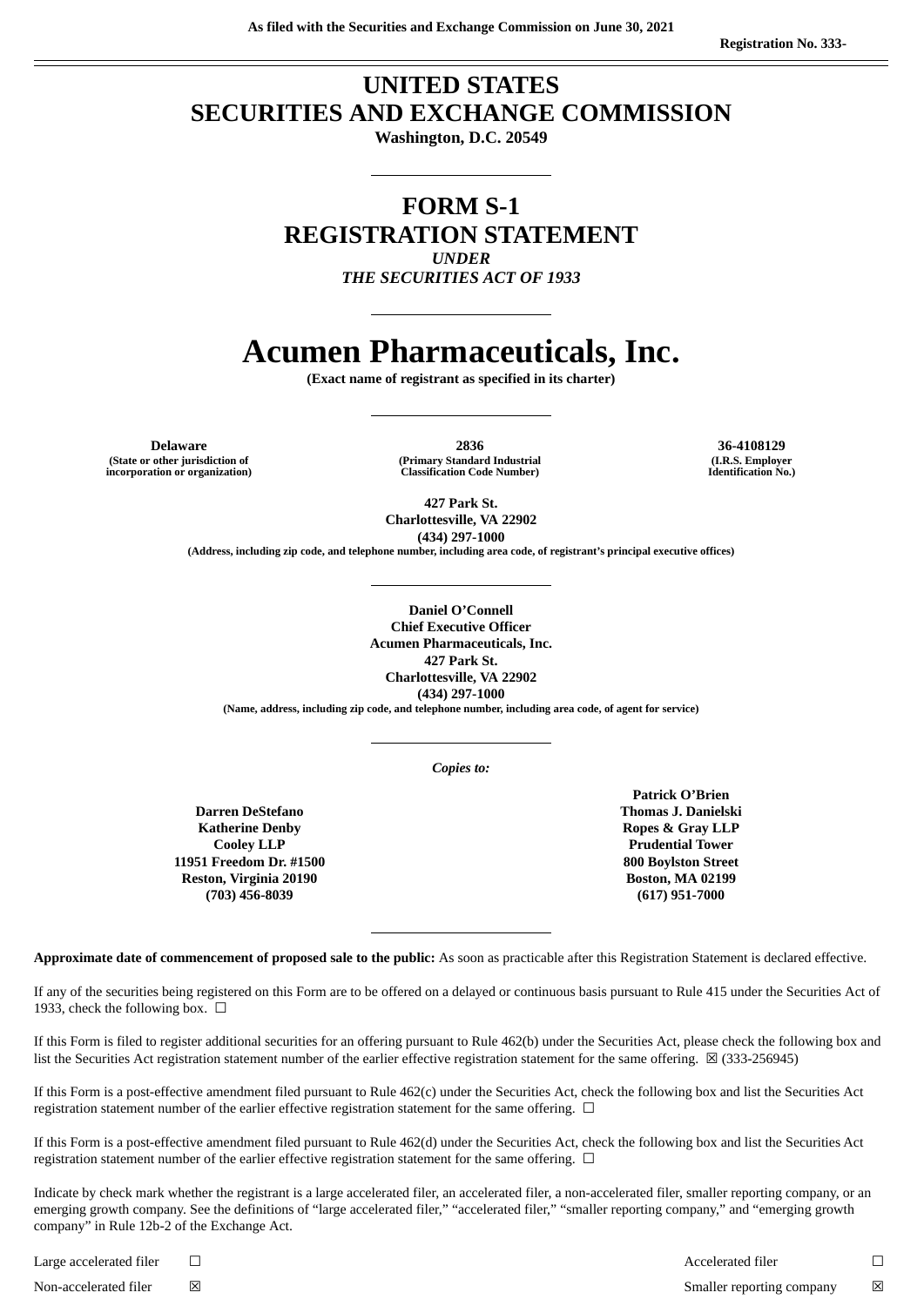**As filed with the Securities and Exchange Commission on June 30, 2021**

**Registration No. 333-**

# UNITED STATES
# SECURITIES AND EXCHANGE COMMISSION

**Washington, D.C. 20549**

# FORM S-1
# REGISTRATION STATEMENT

***UNDER***
***THE SECURITIES ACT OF 1933***

# Acumen Pharmaceuticals, Inc.

**(Exact name of registrant as specified in its charter)**

| | | |
|---|---|---|
| **Delaware** | **2836** | **36-4108129** |
| **(State or other jurisdiction of incorporation or organization)** | **(Primary Standard Industrial Classification Code Number)** | **(I.R.S. Employer Identification No.)** |

**427 Park St.**
**Charlottesville, VA 22902**
**(434) 297-1000**
**(Address, including zip code, and telephone number, including area code, of registrant's principal executive offices)**

**Daniel O'Connell**
**Chief Executive Officer**
**Acumen Pharmaceuticals, Inc.**
**427 Park St.**
**Charlottesville, VA 22902**
**(434) 297-1000**
**(Name, address, including zip code, and telephone number, including area code, of agent for service)**

***Copies to:***

| | |
|---|---|
| **Darren DeStefano** | **Patrick O'Brien** |
| **Katherine Denby** | **Thomas J. Danielski** |
| **Cooley LLP** | **Ropes & Gray LLP** |
| **11951 Freedom Dr. #1500** | **Prudential Tower** |
| **Reston, Virginia 20190** | **800 Boylston Street** |
| **(703) 456-8039** | **Boston, MA 02199** |
| | **(617) 951-7000** |

**Approximate date of commencement of proposed sale to the public:** As soon as practicable after this Registration Statement is declared effective.

If any of the securities being registered on this Form are to be offered on a delayed or continuous basis pursuant to Rule 415 under the Securities Act of 1933, check the following box. ☐

If this Form is filed to register additional securities for an offering pursuant to Rule 462(b) under the Securities Act, please check the following box and list the Securities Act registration statement number of the earlier effective registration statement for the same offering. ☒ (333-256945)

If this Form is a post-effective amendment filed pursuant to Rule 462(c) under the Securities Act, check the following box and list the Securities Act registration statement number of the earlier effective registration statement for the same offering. ☐

If this Form is a post-effective amendment filed pursuant to Rule 462(d) under the Securities Act, check the following box and list the Securities Act registration statement number of the earlier effective registration statement for the same offering. ☐

Indicate by check mark whether the registrant is a large accelerated filer, an accelerated filer, a non-accelerated filer, smaller reporting company, or an emerging growth company. See the definitions of "large accelerated filer," "accelerated filer," "smaller reporting company," and "emerging growth company" in Rule 12b-2 of the Exchange Act.

| | | | |
|---|---|---|---|
| Large accelerated filer | ☐ | Accelerated filer | ☐ |
| Non-accelerated filer | ☒ | Smaller reporting company | ☒ |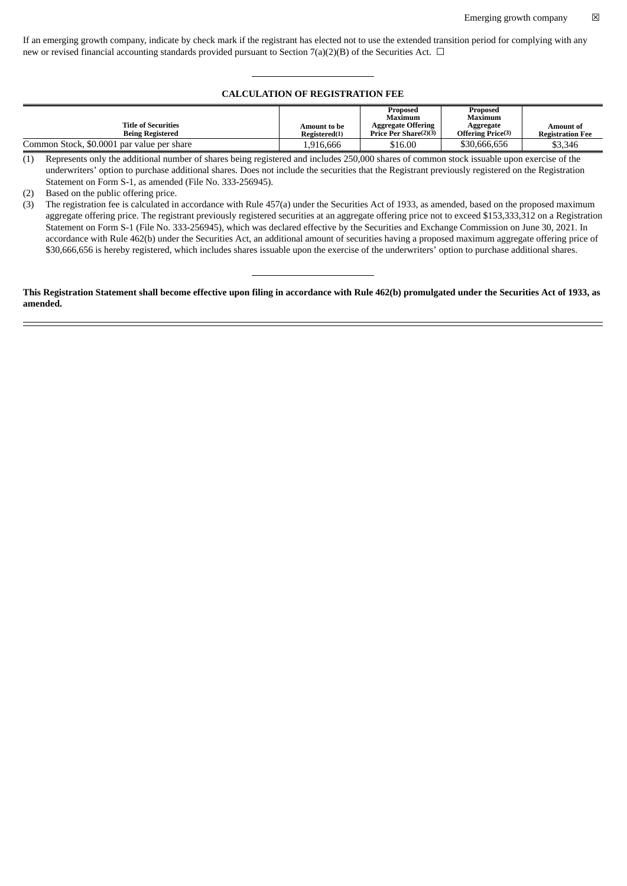Emerging growth company ☒

If an emerging growth company, indicate by check mark if the registrant has elected not to use the extended transition period for complying with any new or revised financial accounting standards provided pursuant to Section 7(a)(2)(B) of the Securities Act. ☐

---

**CALCULATION OF REGISTRATION FEE**

| Title of Securities Being Registered | Amount to be Registered(1) | Proposed Maximum Aggregate Offering Price Per Share(2)(3) | Proposed Maximum Aggregate Offering Price(3) | Amount of Registration Fee |
|---|---|---|---|---|
| Common Stock, $0.0001 par value per share | 1,916,666 | $16.00 | $30,666,656 | $3,346 |

(1) Represents only the additional number of shares being registered and includes 250,000 shares of common stock issuable upon exercise of the underwriters' option to purchase additional shares. Does not include the securities that the Registrant previously registered on the Registration Statement on Form S-1, as amended (File No. 333-256945).

(2) Based on the public offering price.

(3) The registration fee is calculated in accordance with Rule 457(a) under the Securities Act of 1933, as amended, based on the proposed maximum aggregate offering price. The registrant previously registered securities at an aggregate offering price not to exceed $153,333,312 on a Registration Statement on Form S-1 (File No. 333-256945), which was declared effective by the Securities and Exchange Commission on June 30, 2021. In accordance with Rule 462(b) under the Securities Act, an additional amount of securities having a proposed maximum aggregate offering price of $30,666,656 is hereby registered, which includes shares issuable upon the exercise of the underwriters' option to purchase additional shares.

---

**This Registration Statement shall become effective upon filing in accordance with Rule 462(b) promulgated under the Securities Act of 1933, as amended.**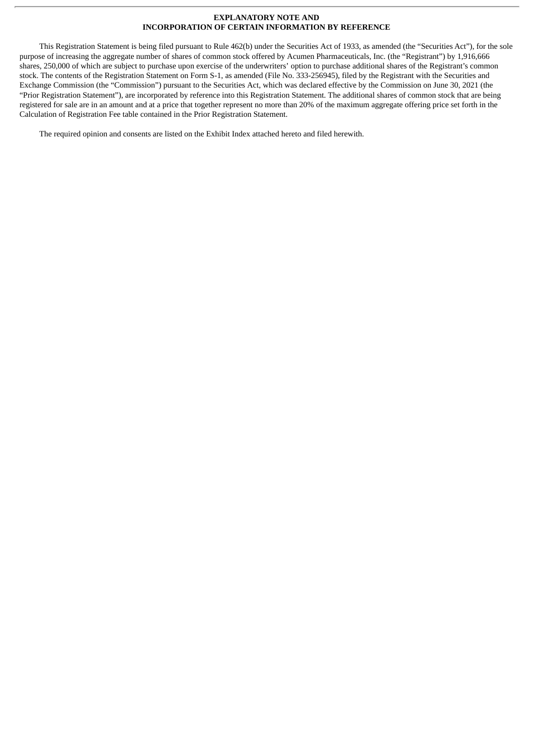# EXPLANATORY NOTE AND INCORPORATION OF CERTAIN INFORMATION BY REFERENCE

This Registration Statement is being filed pursuant to Rule 462(b) under the Securities Act of 1933, as amended (the "Securities Act"), for the sole purpose of increasing the aggregate number of shares of common stock offered by Acumen Pharmaceuticals, Inc. (the "Registrant") by 1,916,666 shares, 250,000 of which are subject to purchase upon exercise of the underwriters' option to purchase additional shares of the Registrant's common stock. The contents of the Registration Statement on Form S-1, as amended (File No. 333-256945), filed by the Registrant with the Securities and Exchange Commission (the "Commission") pursuant to the Securities Act, which was declared effective by the Commission on June 30, 2021 (the "Prior Registration Statement"), are incorporated by reference into this Registration Statement. The additional shares of common stock that are being registered for sale are in an amount and at a price that together represent no more than 20% of the maximum aggregate offering price set forth in the Calculation of Registration Fee table contained in the Prior Registration Statement.

The required opinion and consents are listed on the Exhibit Index attached hereto and filed herewith.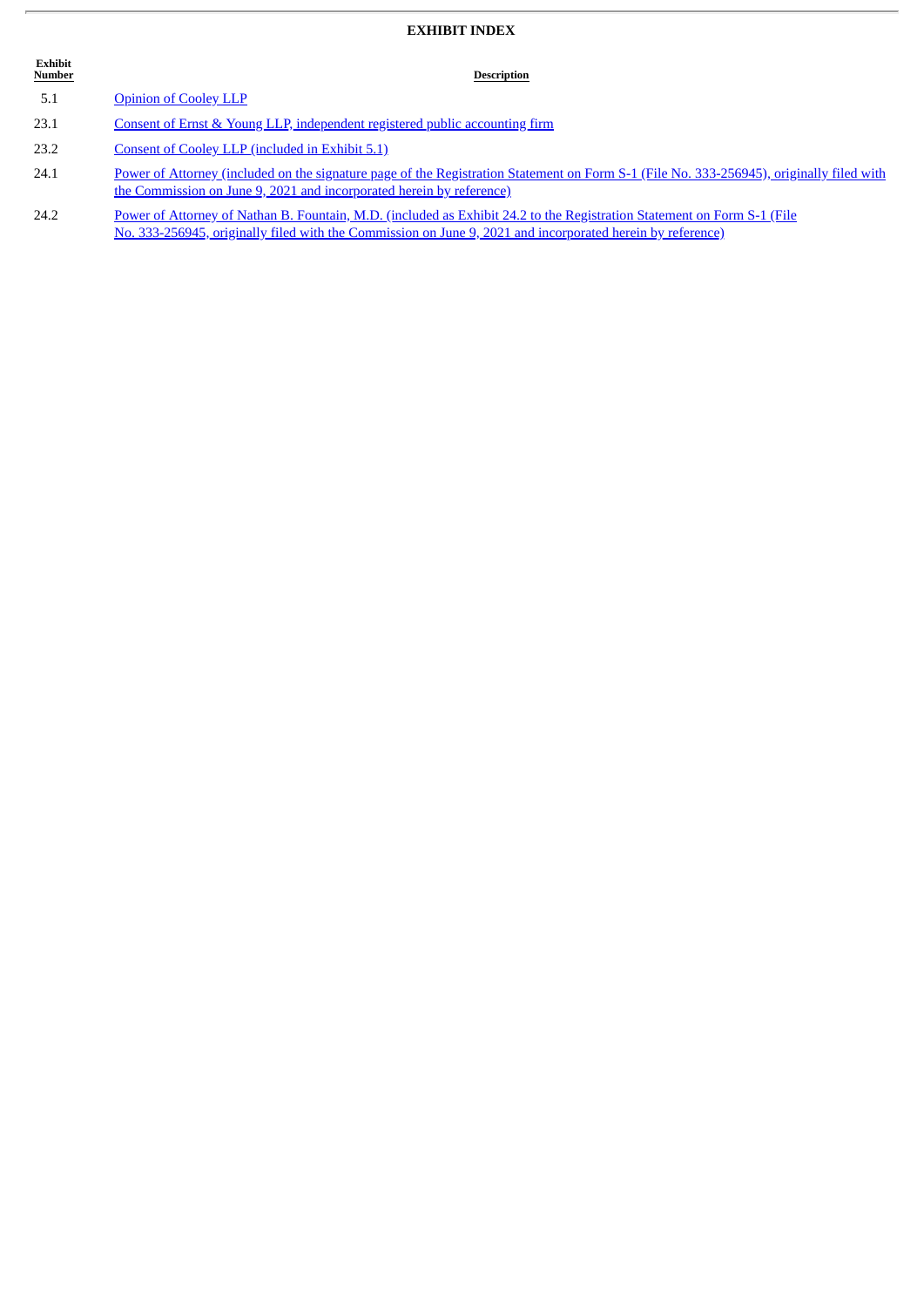# EXHIBIT INDEX

| Exhibit Number | Description |
|---|---|
| 5.1 | Opinion of Cooley LLP |
| 23.1 | Consent of Ernst & Young LLP, independent registered public accounting firm |
| 23.2 | Consent of Cooley LLP (included in Exhibit 5.1) |
| 24.1 | Power of Attorney (included on the signature page of the Registration Statement on Form S-1 (File No. 333-256945), originally filed with the Commission on June 9, 2021 and incorporated herein by reference) |
| 24.2 | Power of Attorney of Nathan B. Fountain, M.D. (included as Exhibit 24.2 to the Registration Statement on Form S-1 (File No. 333-256945, originally filed with the Commission on June 9, 2021 and incorporated herein by reference) |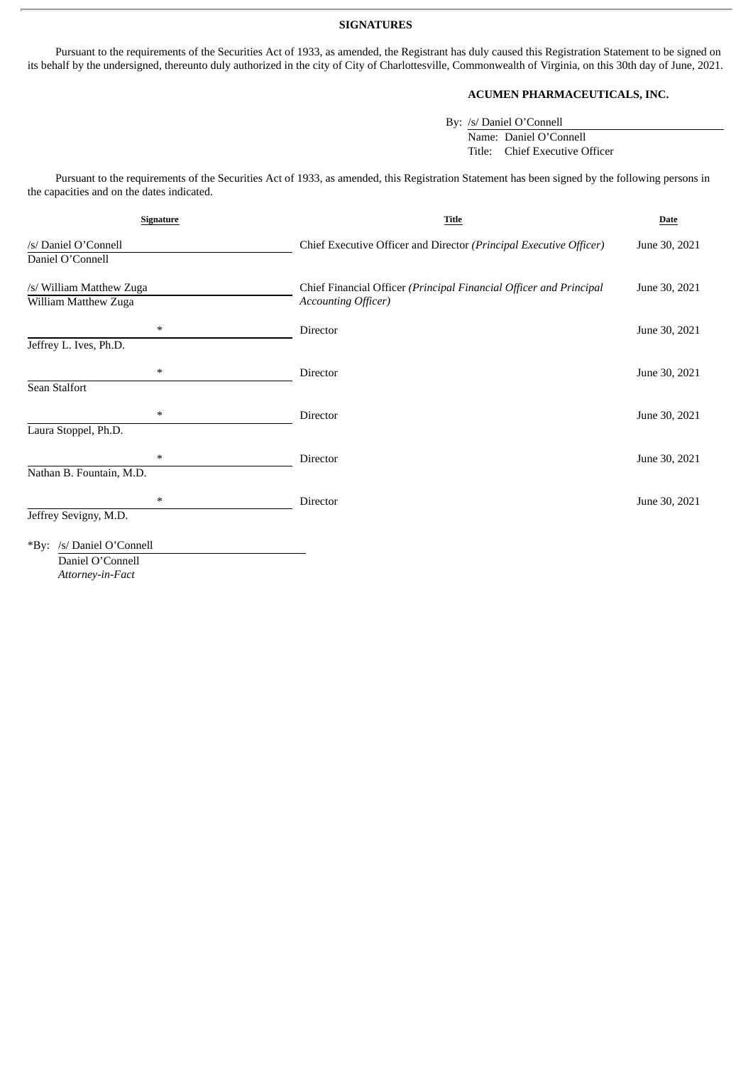## SIGNATURES

Pursuant to the requirements of the Securities Act of 1933, as amended, the Registrant has duly caused this Registration Statement to be signed on its behalf by the undersigned, thereunto duly authorized in the city of City of Charlottesville, Commonwealth of Virginia, on this 30th day of June, 2021.

**ACUMEN PHARMACEUTICALS, INC.**

By: /s/ Daniel O'Connell
Name: Daniel O'Connell
Title: Chief Executive Officer

Pursuant to the requirements of the Securities Act of 1933, as amended, this Registration Statement has been signed by the following persons in the capacities and on the dates indicated.

| Signature | Title | Date |
|---|---|---|
| /s/ Daniel O'Connell<br>Daniel O'Connell | Chief Executive Officer and Director *(Principal Executive Officer)* | June 30, 2021 |
| /s/ William Matthew Zuga<br>William Matthew Zuga | Chief Financial Officer *(Principal Financial Officer and Principal Accounting Officer)* | June 30, 2021 |
| *<br>Jeffrey L. Ives, Ph.D. | Director | June 30, 2021 |
| *<br>Sean Stalfort | Director | June 30, 2021 |
| *<br>Laura Stoppel, Ph.D. | Director | June 30, 2021 |
| *<br>Nathan B. Fountain, M.D. | Director | June 30, 2021 |
| *<br>Jeffrey Sevigny, M.D. | Director | June 30, 2021 |

*By: /s/ Daniel O'Connell
Daniel O'Connell
*Attorney-in-Fact*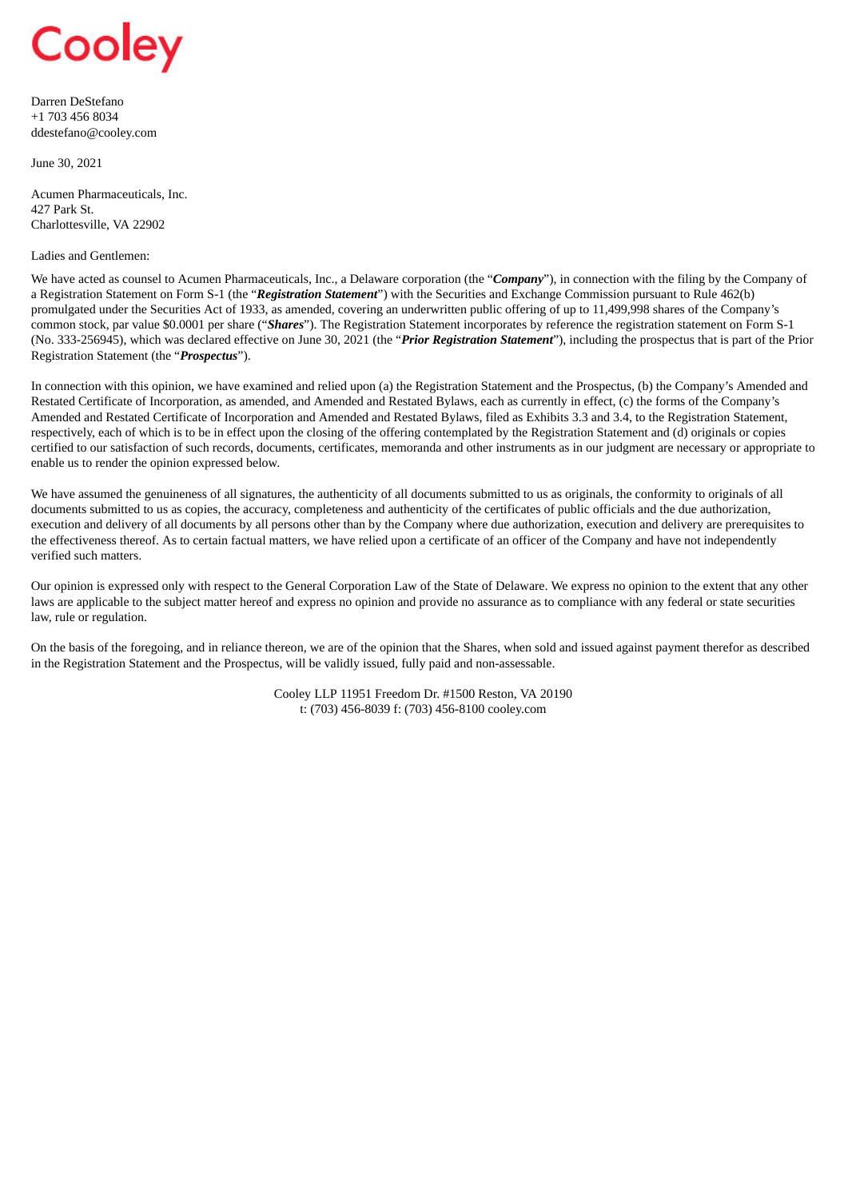Cooley

Darren DeStefano
+1 703 456 8034
ddestefano@cooley.com

June 30, 2021

Acumen Pharmaceuticals, Inc.
427 Park St.
Charlottesville, VA 22902

Ladies and Gentlemen:

We have acted as counsel to Acumen Pharmaceuticals, Inc., a Delaware corporation (the "***Company***"), in connection with the filing by the Company of a Registration Statement on Form S-1 (the "***Registration Statement***") with the Securities and Exchange Commission pursuant to Rule 462(b) promulgated under the Securities Act of 1933, as amended, covering an underwritten public offering of up to 11,499,998 shares of the Company's common stock, par value $0.0001 per share ("***Shares***"). The Registration Statement incorporates by reference the registration statement on Form S-1 (No. 333-256945), which was declared effective on June 30, 2021 (the "***Prior Registration Statement***"), including the prospectus that is part of the Prior Registration Statement (the "***Prospectus***").

In connection with this opinion, we have examined and relied upon (a) the Registration Statement and the Prospectus, (b) the Company's Amended and Restated Certificate of Incorporation, as amended, and Amended and Restated Bylaws, each as currently in effect, (c) the forms of the Company's Amended and Restated Certificate of Incorporation and Amended and Restated Bylaws, filed as Exhibits 3.3 and 3.4, to the Registration Statement, respectively, each of which is to be in effect upon the closing of the offering contemplated by the Registration Statement and (d) originals or copies certified to our satisfaction of such records, documents, certificates, memoranda and other instruments as in our judgment are necessary or appropriate to enable us to render the opinion expressed below.

We have assumed the genuineness of all signatures, the authenticity of all documents submitted to us as originals, the conformity to originals of all documents submitted to us as copies, the accuracy, completeness and authenticity of the certificates of public officials and the due authorization, execution and delivery of all documents by all persons other than by the Company where due authorization, execution and delivery are prerequisites to the effectiveness thereof. As to certain factual matters, we have relied upon a certificate of an officer of the Company and have not independently verified such matters.

Our opinion is expressed only with respect to the General Corporation Law of the State of Delaware. We express no opinion to the extent that any other laws are applicable to the subject matter hereof and express no opinion and provide no assurance as to compliance with any federal or state securities law, rule or regulation.

On the basis of the foregoing, and in reliance thereon, we are of the opinion that the Shares, when sold and issued against payment therefor as described in the Registration Statement and the Prospectus, will be validly issued, fully paid and non-assessable.

Cooley LLP 11951 Freedom Dr. #1500 Reston, VA 20190
t: (703) 456-8039 f: (703) 456-8100 cooley.com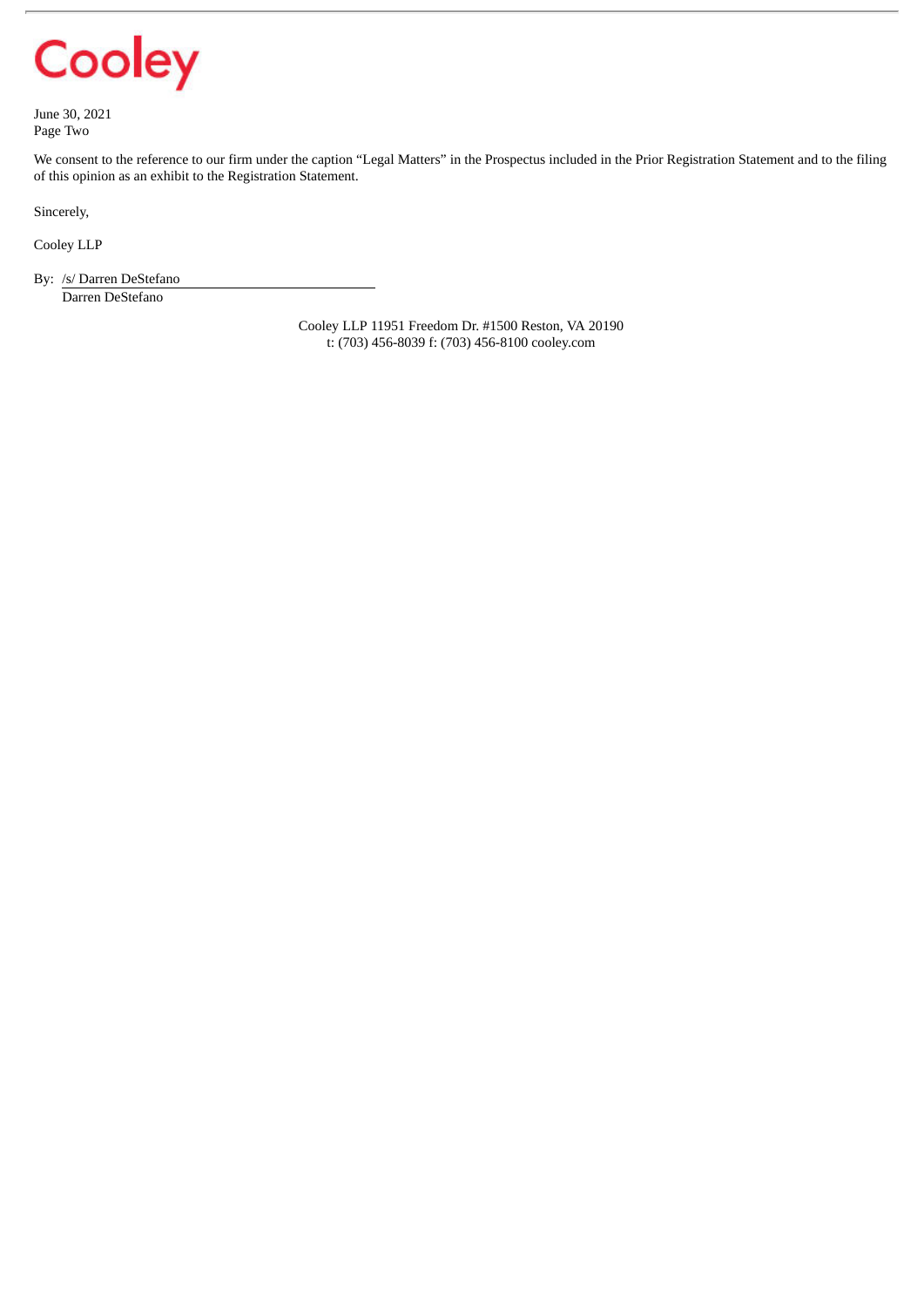Cooley

June 30, 2021
Page Two

We consent to the reference to our firm under the caption "Legal Matters" in the Prospectus included in the Prior Registration Statement and to the filing of this opinion as an exhibit to the Registration Statement.

Sincerely,

Cooley LLP

By: /s/ Darren DeStefano
Darren DeStefano

Cooley LLP 11951 Freedom Dr. #1500 Reston, VA 20190
t: (703) 456-8039 f: (703) 456-8100 cooley.com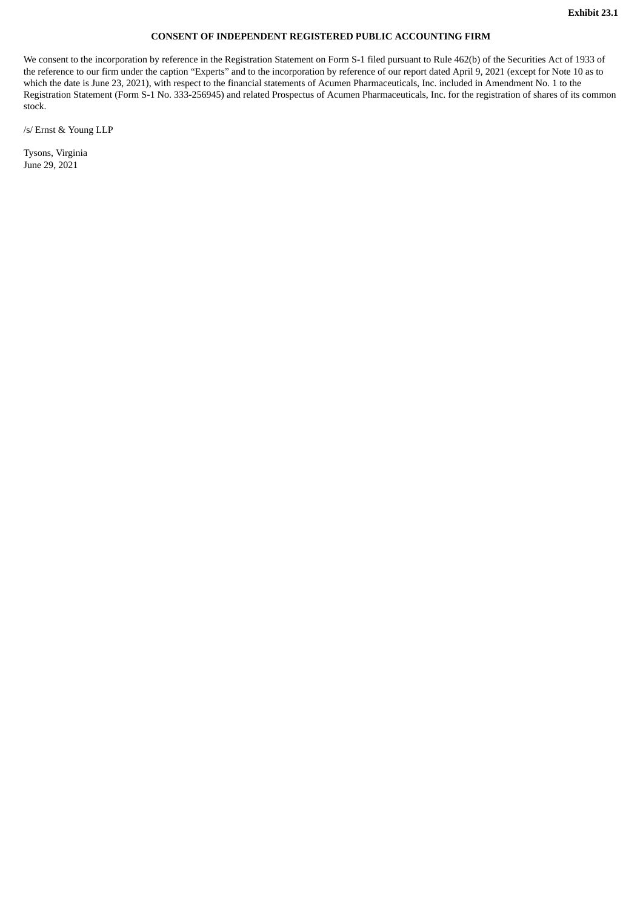**Exhibit 23.1**

**CONSENT OF INDEPENDENT REGISTERED PUBLIC ACCOUNTING FIRM**

We consent to the incorporation by reference in the Registration Statement on Form S-1 filed pursuant to Rule 462(b) of the Securities Act of 1933 of the reference to our firm under the caption "Experts" and to the incorporation by reference of our report dated April 9, 2021 (except for Note 10 as to which the date is June 23, 2021), with respect to the financial statements of Acumen Pharmaceuticals, Inc. included in Amendment No. 1 to the Registration Statement (Form S-1 No. 333-256945) and related Prospectus of Acumen Pharmaceuticals, Inc. for the registration of shares of its common stock.

/s/ Ernst & Young LLP

Tysons, Virginia
June 29, 2021